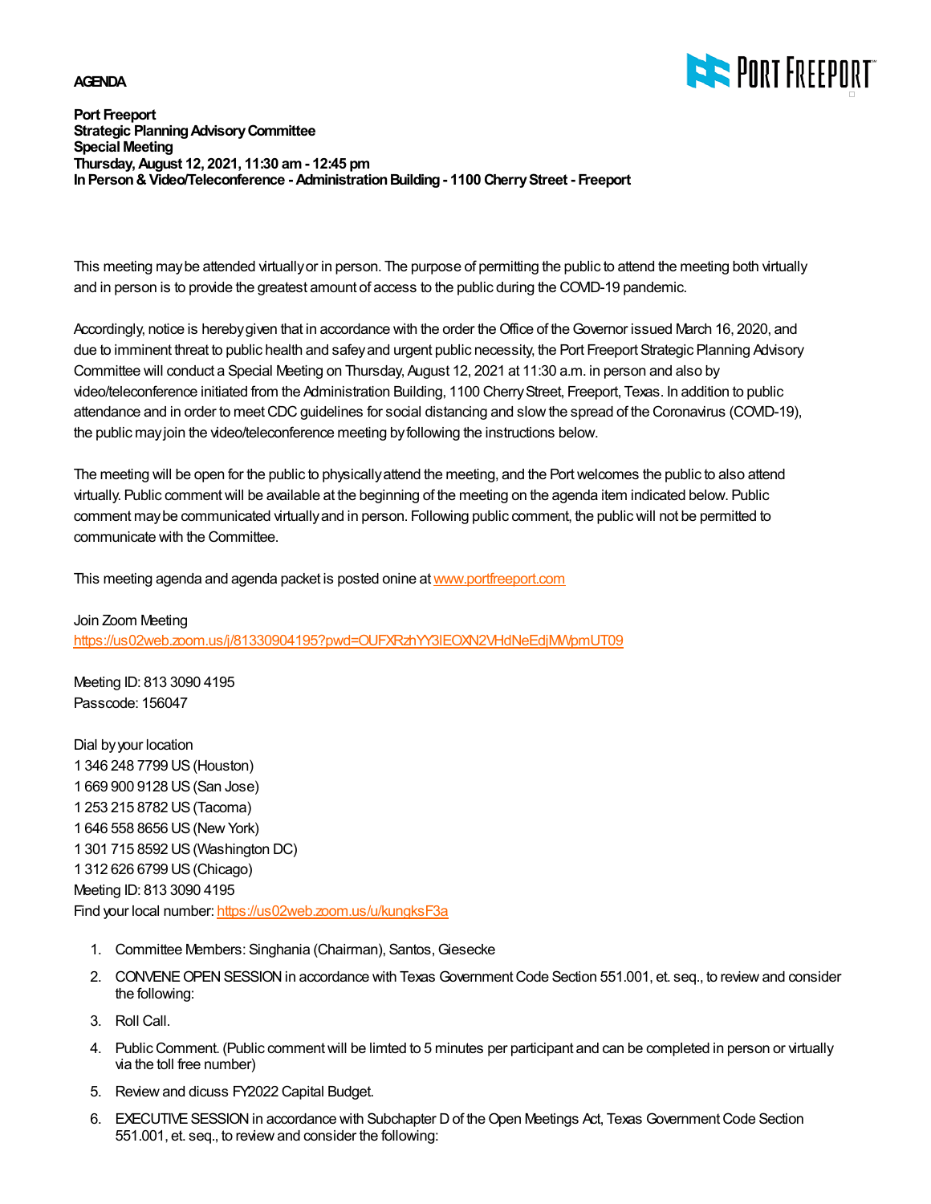**AGENDA**

**Port Freeport**
**Strategic Planning Advisory Committee**
**Special Meeting**
**Thursday, August 12, 2021, 11:30 am - 12:45 pm**
**In Person & Video/Teleconference - Administration Building - 1100 Cherry Street - Freeport**

This meeting may be attended virtually or in person. The purpose of permitting the public to attend the meeting both virtually and in person is to provide the greatest amount of access to the public during the COVID-19 pandemic.

Accordingly, notice is hereby given that in accordance with the order the Office of the Governor issued March 16, 2020, and due to imminent threat to public health and safey and urgent public necessity, the Port Freeport Strategic Planning Advisory Committee will conduct a Special Meeting on Thursday, August 12, 2021 at 11:30 a.m. in person and also by video/teleconference initiated from the Administration Building, 1100 Cherry Street, Freeport, Texas. In addition to public attendance and in order to meet CDC guidelines for social distancing and slow the spread of the Coronavirus (COVID-19), the public may join the video/teleconference meeting by following the instructions below.

The meeting will be open for the public to physically attend the meeting, and the Port welcomes the public to also attend virtually. Public comment will be available at the beginning of the meeting on the agenda item indicated below. Public comment may be communicated virtually and in person. Following public comment, the public will not be permitted to communicate with the Committee.

This meeting agenda and agenda packet is posted onine at www.portfreeport.com

Join Zoom Meeting
https://us02web.zoom.us/j/81330904195?pwd=OUFXRzhYY3lEOXN2VHdNeEdjMWpmUT09

Meeting ID: 813 3090 4195
Passcode: 156047

Dial by your location
1 346 248 7799 US (Houston)
1 669 900 9128 US (San Jose)
1 253 215 8782 US (Tacoma)
1 646 558 8656 US (New York)
1 301 715 8592 US (Washington DC)
1 312 626 6799 US (Chicago)
Meeting ID: 813 3090 4195
Find your local number: https://us02web.zoom.us/u/kungksF3a

1. Committee Members: Singhania (Chairman), Santos, Giesecke
2. CONVENE OPEN SESSION in accordance with Texas Government Code Section 551.001, et. seq., to review and consider the following:
3. Roll Call.
4. Public Comment. (Public comment will be limted to 5 minutes per participant and can be completed in person or virtually via the toll free number)
5. Review and dicuss FY2022 Capital Budget.
6. EXECUTIVE SESSION in accordance with Subchapter D of the Open Meetings Act, Texas Government Code Section 551.001, et. seq., to review and consider the following: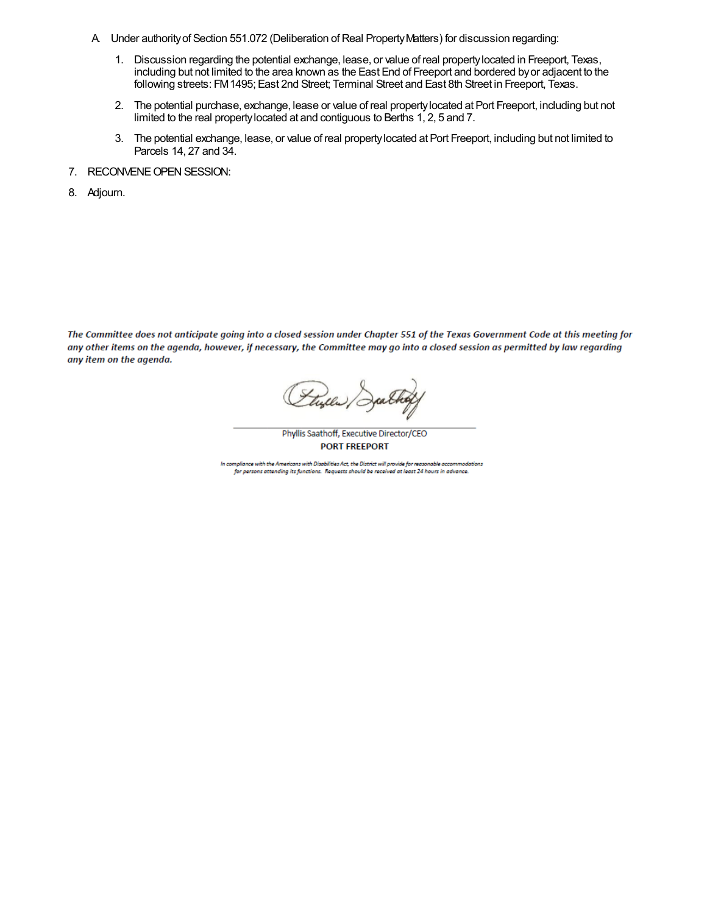A. Under authority of Section 551.072 (Deliberation of Real Property Matters) for discussion regarding:

   1. Discussion regarding the potential exchange, lease, or value of real property located in Freeport, Texas, including but not limited to the area known as the East End of Freeport and bordered by or adjacent to the following streets: FM 1495; East 2nd Street; Terminal Street and East 8th Street in Freeport, Texas.

   2. The potential purchase, exchange, lease or value of real property located at Port Freeport, including but not limited to the real property located at and contiguous to Berths 1, 2, 5 and 7.

   3. The potential exchange, lease, or value of real property located at Port Freeport, including but not limited to Parcels 14, 27 and 34.

7. RECONVENE OPEN SESSION:

8. Adjourn.

***The Committee does not anticipate going into a closed session under Chapter 551 of the Texas Government Code at this meeting for any other items on the agenda, however, if necessary, the Committee may go into a closed session as permitted by law regarding any item on the agenda.***

Phyllis Saathoff, Executive Director/CEO
**PORT FREEPORT**

*In compliance with the Americans with Disabilities Act, the District will provide for reasonable accommodations for persons attending its functions. Requests should be received at least 24 hours in advance.*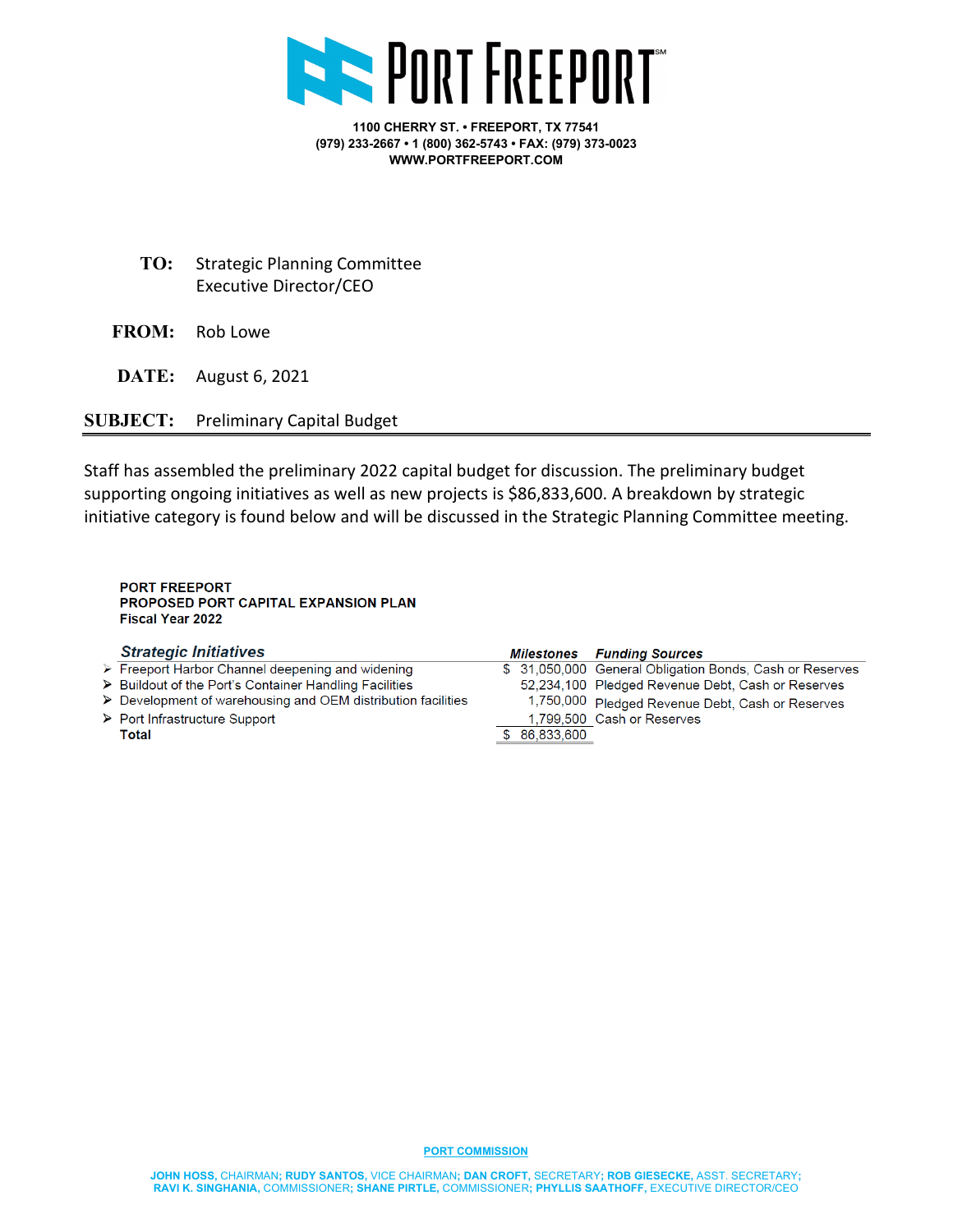# PORT FREEPORT

**1100 CHERRY ST. • FREEPORT, TX 77541**
**(979) 233-2667 • 1 (800) 362-5743 • FAX: (979) 373-0023**
**WWW.PORTFREEPORT.COM**

**TO:** Strategic Planning Committee
Executive Director/CEO

**FROM:** Rob Lowe

**DATE:** August 6, 2021

**SUBJECT:** Preliminary Capital Budget

Staff has assembled the preliminary 2022 capital budget for discussion. The preliminary budget supporting ongoing initiatives as well as new projects is $86,833,600. A breakdown by strategic initiative category is found below and will be discussed in the Strategic Planning Committee meeting.

**PORT FREEPORT**
**PROPOSED PORT CAPITAL EXPANSION PLAN**
**Fiscal Year 2022**

| *Strategic Initiatives* | *Milestones* | *Funding Sources* |
|---|---|---|
| ➢ Freeport Harbor Channel deepening and widening | $ 31,050,000 | General Obligation Bonds, Cash or Reserves |
| ➢ Buildout of the Port's Container Handling Facilities | 52,234,100 | Pledged Revenue Debt, Cash or Reserves |
| ➢ Development of warehousing and OEM distribution facilities | 1,750,000 | Pledged Revenue Debt, Cash or Reserves |
| ➢ Port Infrastructure Support | 1,799,500 | Cash or Reserves |
| **Total** | $ 86,833,600 | |

**PORT COMMISSION**

**JOHN HOSS,** CHAIRMAN; **RUDY SANTOS,** VICE CHAIRMAN; **DAN CROFT,** SECRETARY; **ROB GIESECKE,** ASST. SECRETARY; **RAVI K. SINGHANIA,** COMMISSIONER; **SHANE PIRTLE,** COMMISSIONER; **PHYLLIS SAATHOFF,** EXECUTIVE DIRECTOR/CEO